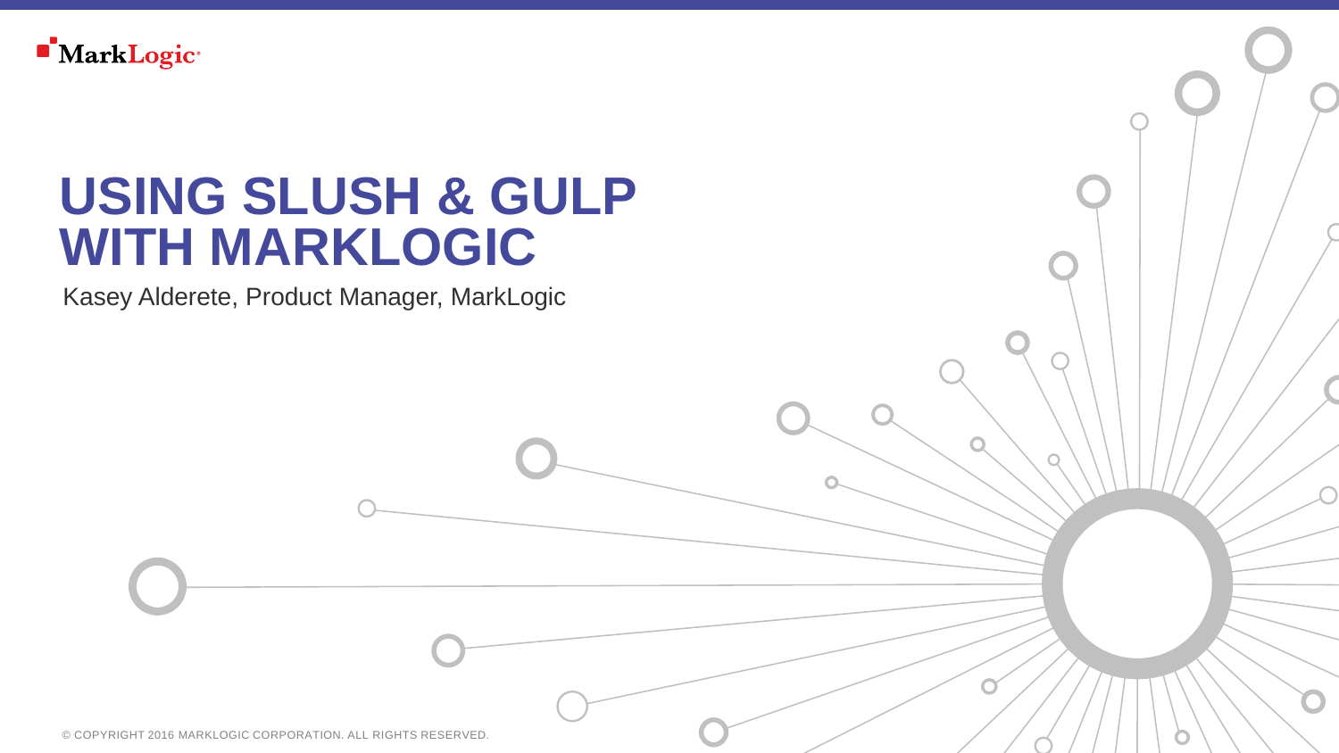MarkLogic

# USING SLUSH & GULP WITH MARKLOGIC

Kasey Alderete, Product Manager, MarkLogic

© COPYRIGHT 2016 MARKLOGIC CORPORATION. ALL RIGHTS RESERVED.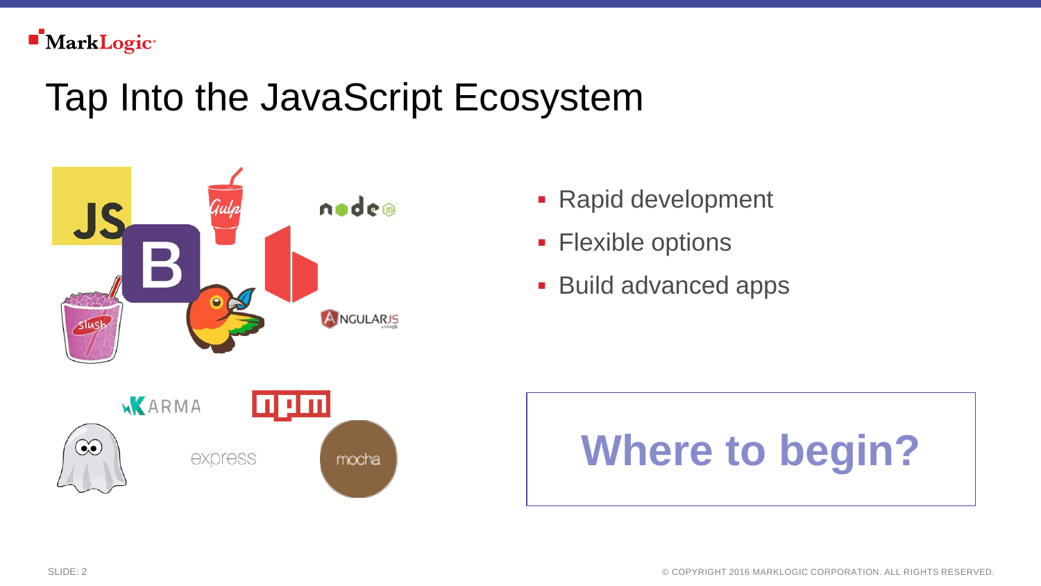# Tap Into the JavaScript Ecosystem

- Rapid development
- Flexible options
- Build advanced apps

**Where to begin?**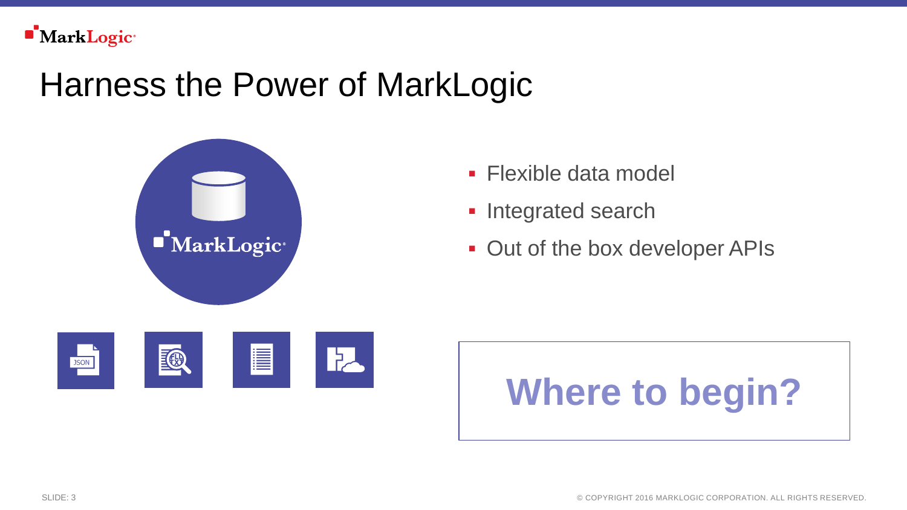# Harness the Power of MarkLogic

- Flexible data model
- Integrated search
- Out of the box developer APIs

**Where to begin?**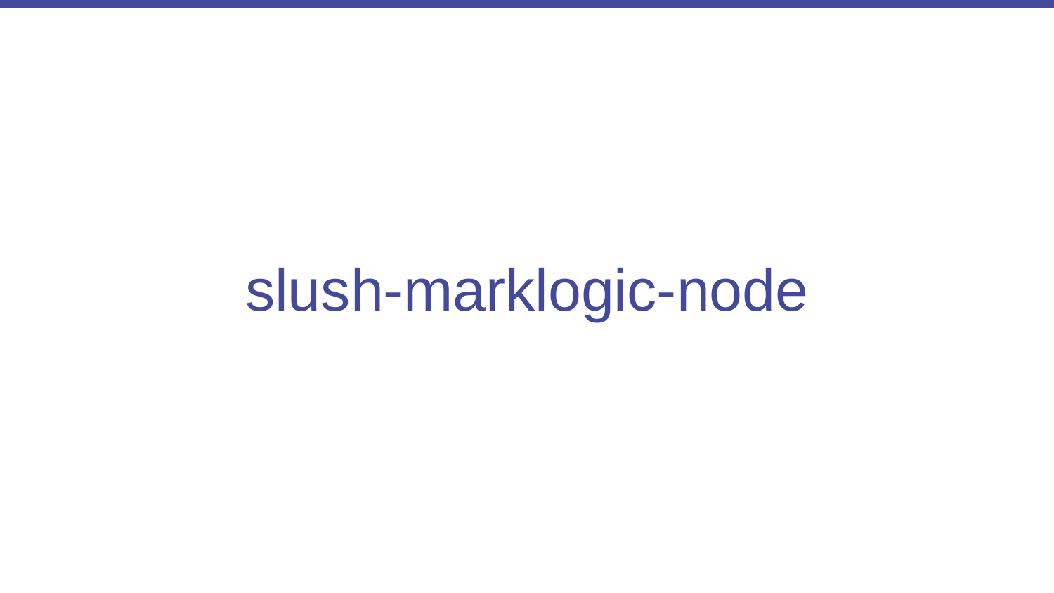# slush-marklogic-node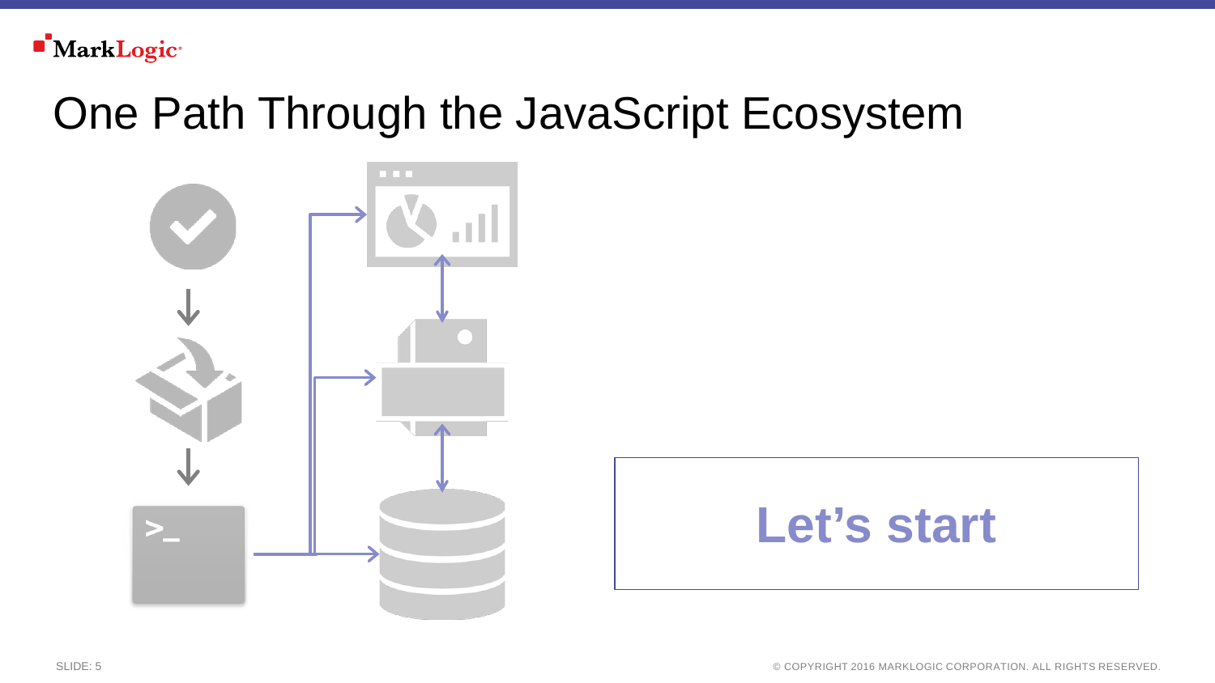# One Path Through the JavaScript Ecosystem

**Let's start**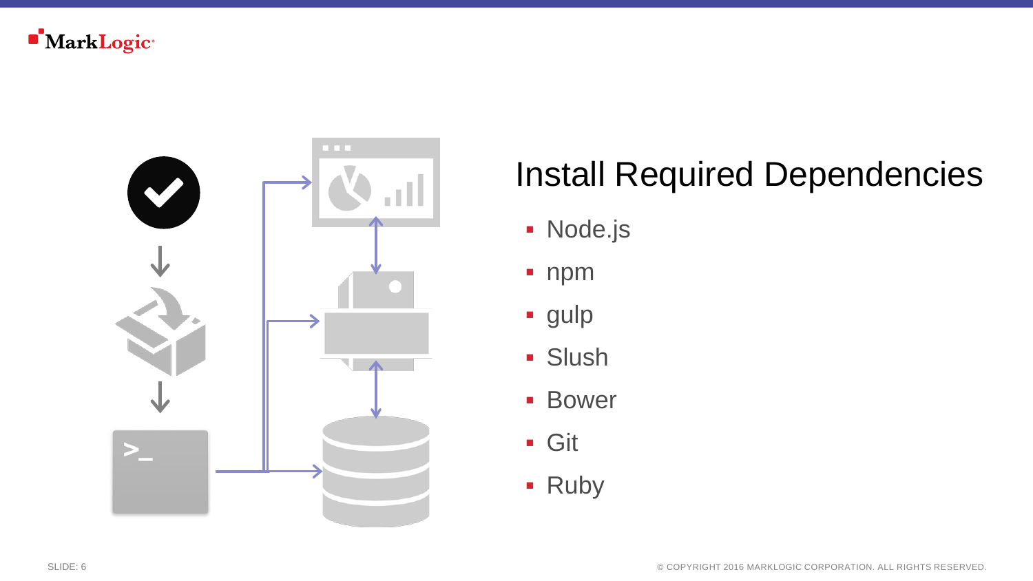# Install Required Dependencies

- Node.js
- npm
- gulp
- Slush
- Bower
- Git
- Ruby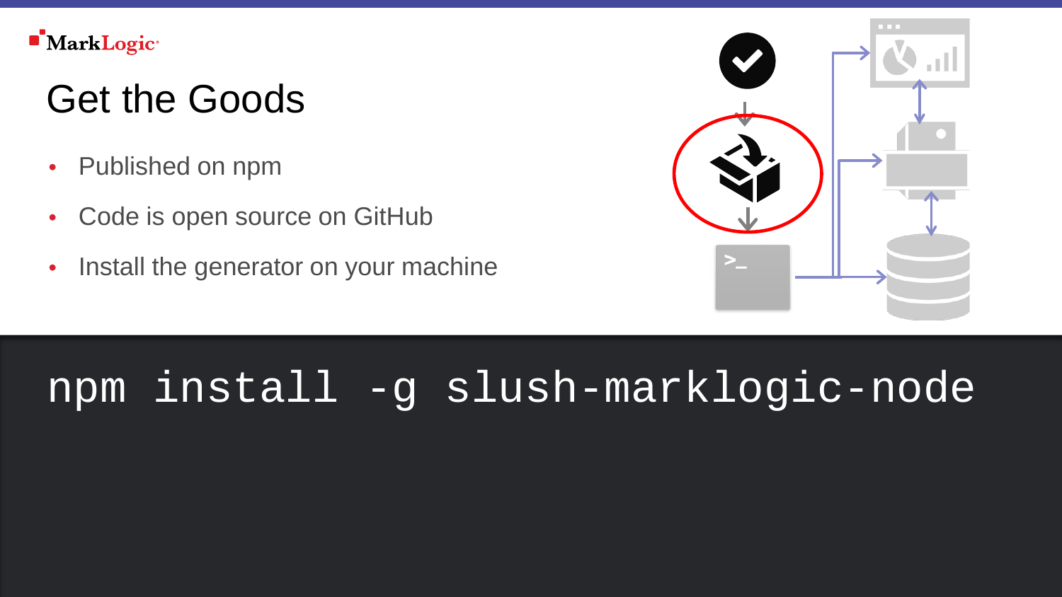# Get the Goods

- Published on npm
- Code is open source on GitHub
- Install the generator on your machine

```
npm install -g slush-marklogic-node
```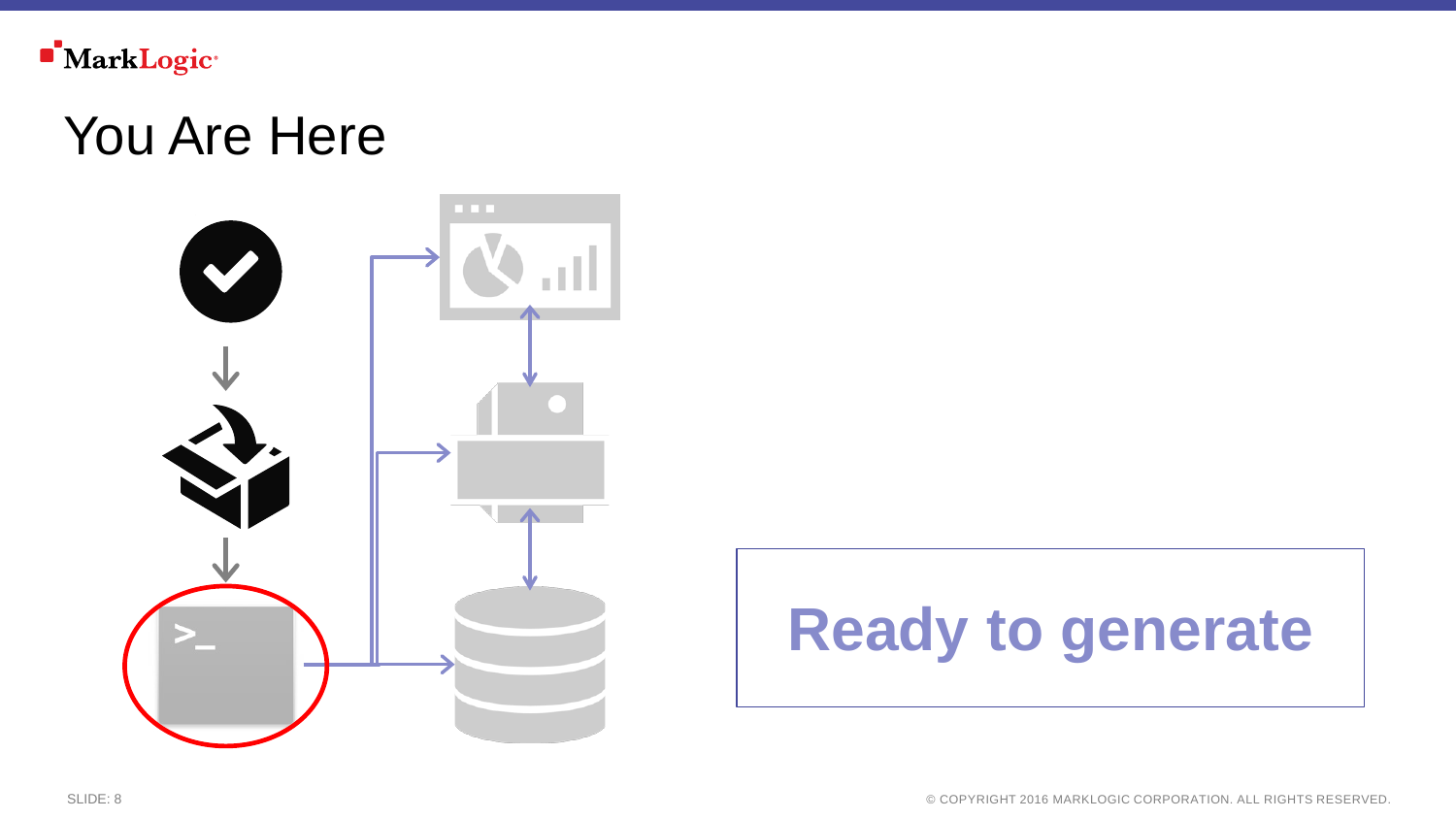# You Are Here

Ready to generate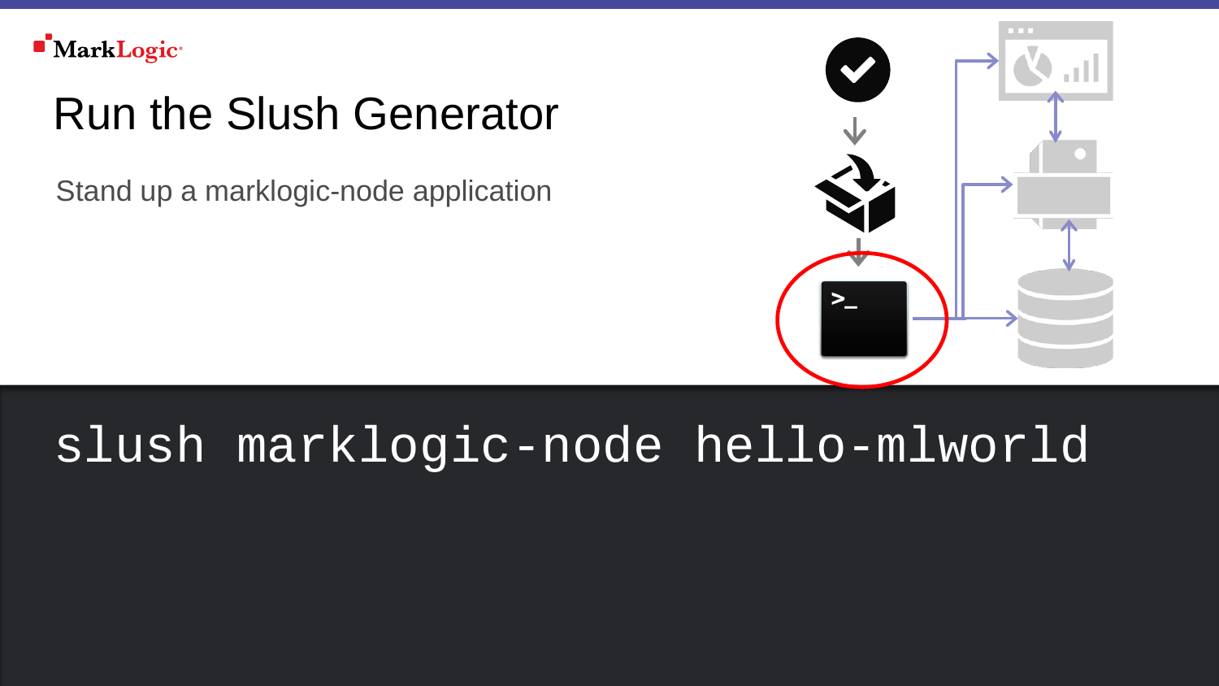# Run the Slush Generator

Stand up a marklogic-node application

```
slush marklogic-node hello-mlworld
```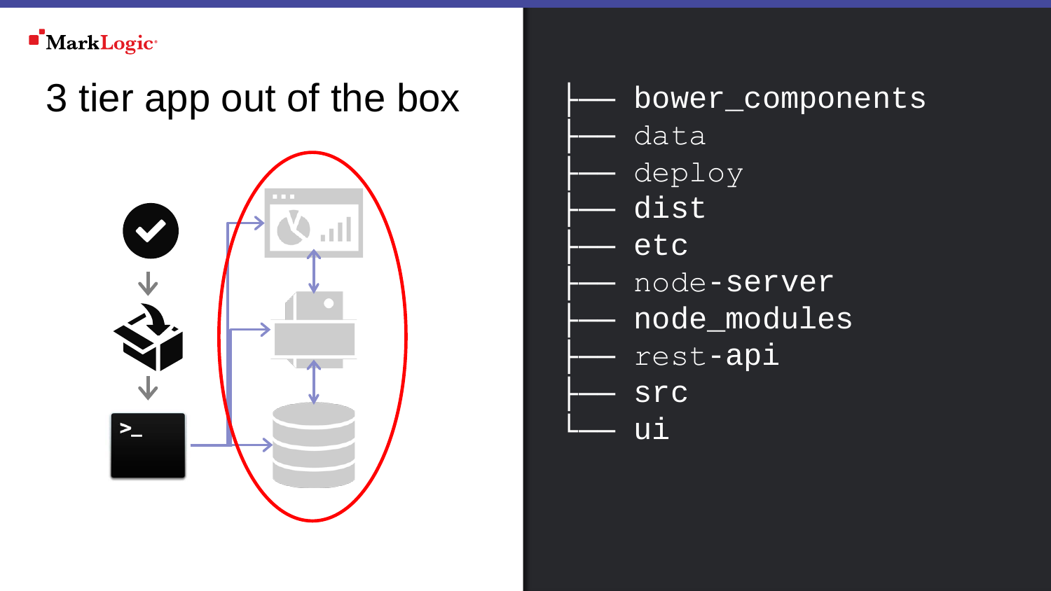# 3 tier app out of the box

```
├── bower_components
├── data
├── deploy
├── dist
├── etc
├── node-server
├── node_modules
├── rest-api
├── src
└── ui
```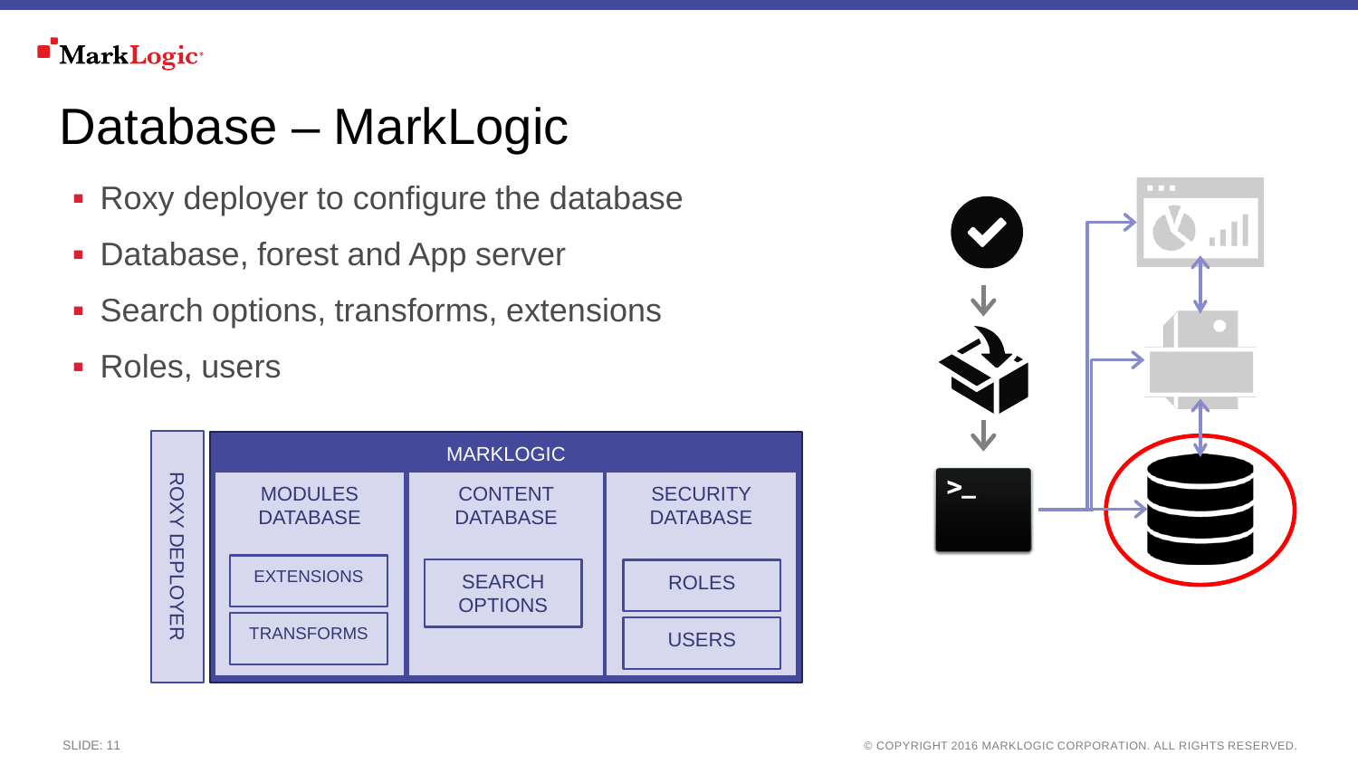# Database – MarkLogic

- Roxy deployer to configure the database
- Database, forest and App server
- Search options, transforms, extensions
- Roles, users

| ROXY DEPLOYER | MARKLOGIC | | |
|---|---|---|---|
| | MODULES DATABASE | CONTENT DATABASE | SECURITY DATABASE |
| | EXTENSIONS | SEARCH OPTIONS | ROLES |
| | TRANSFORMS | | USERS |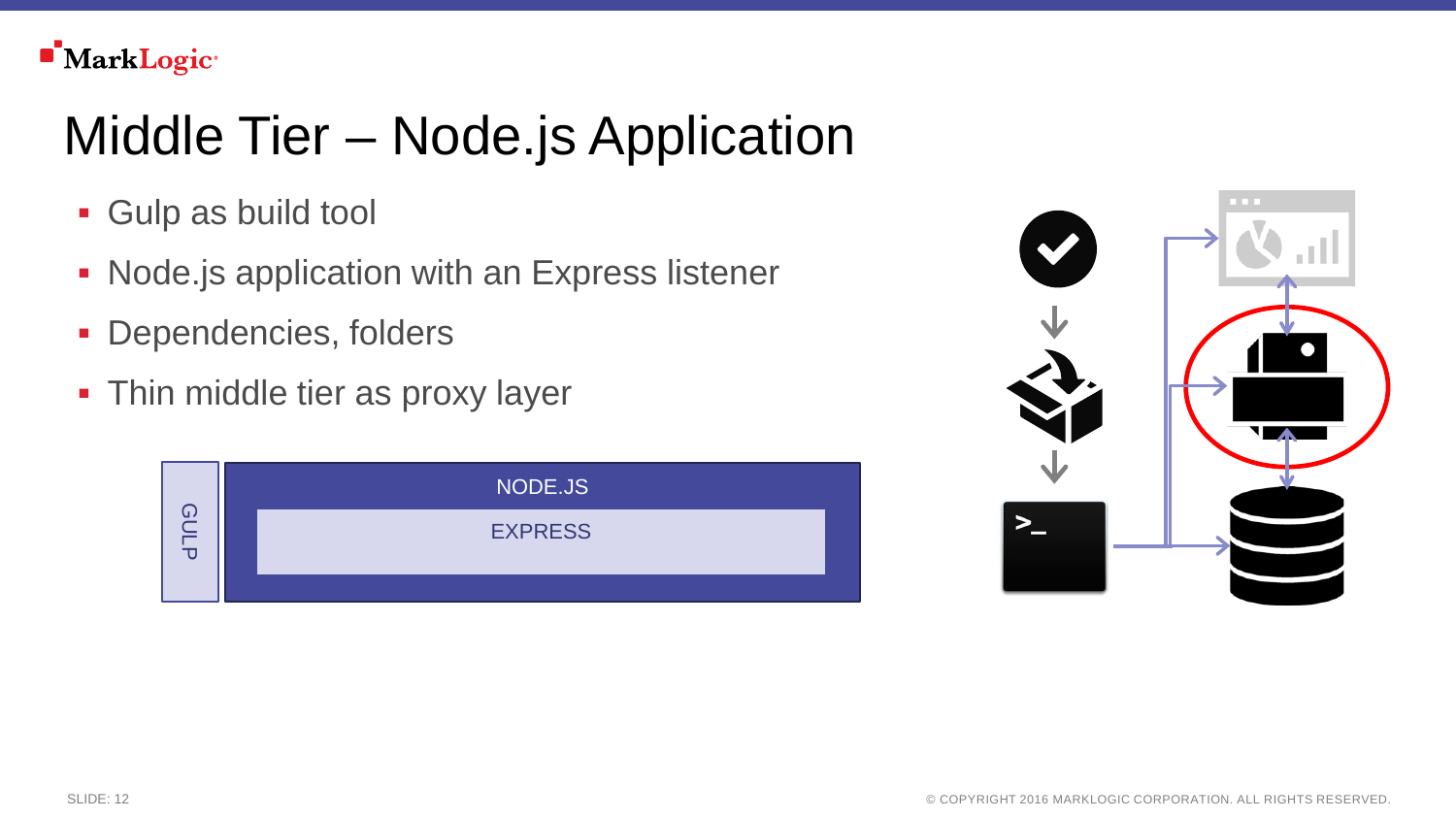# Middle Tier – Node.js Application

- Gulp as build tool
- Node.js application with an Express listener
- Dependencies, folders
- Thin middle tier as proxy layer

GULP

NODE.JS

EXPRESS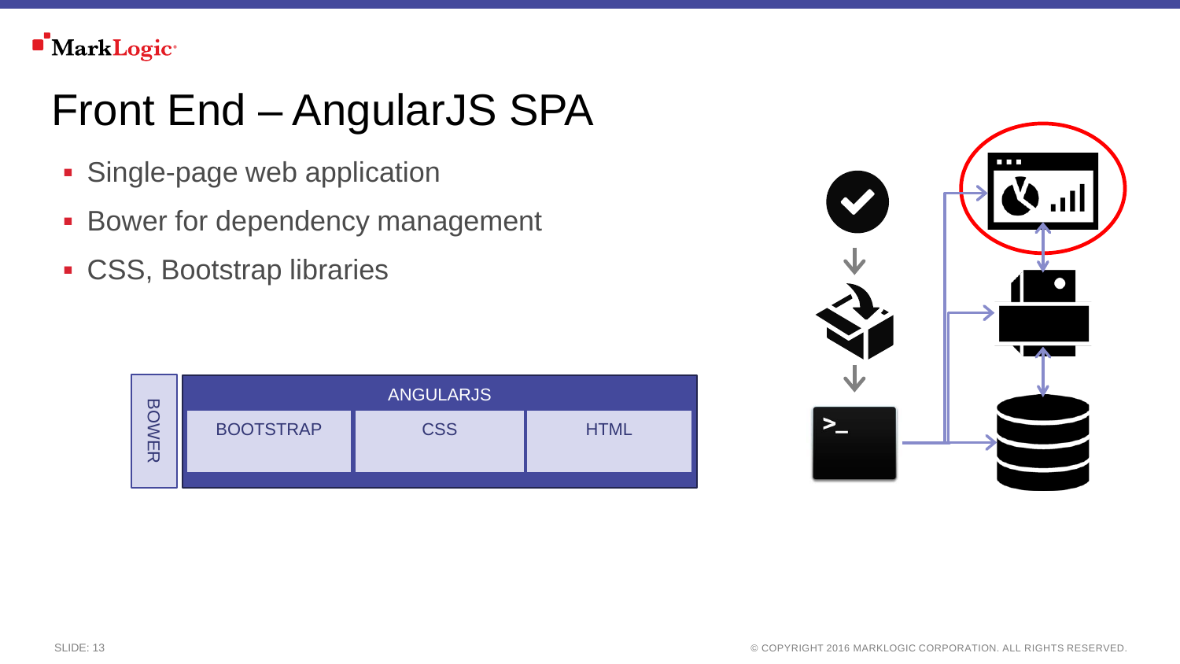# Front End – AngularJS SPA

- Single-page web application
- Bower for dependency management
- CSS, Bootstrap libraries

BOWER

ANGULARJS

| BOOTSTRAP | CSS | HTML |
| --- | --- | --- |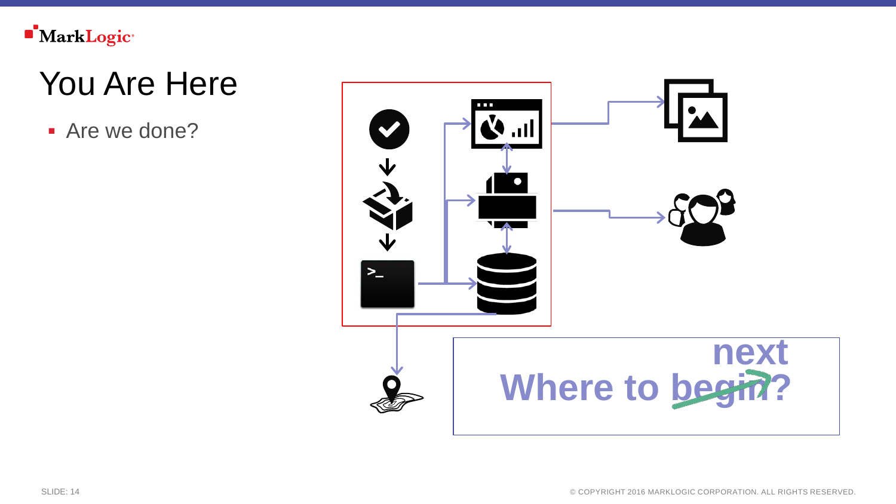# You Are Here

- Are we done?

Where to ~~begin~~ next?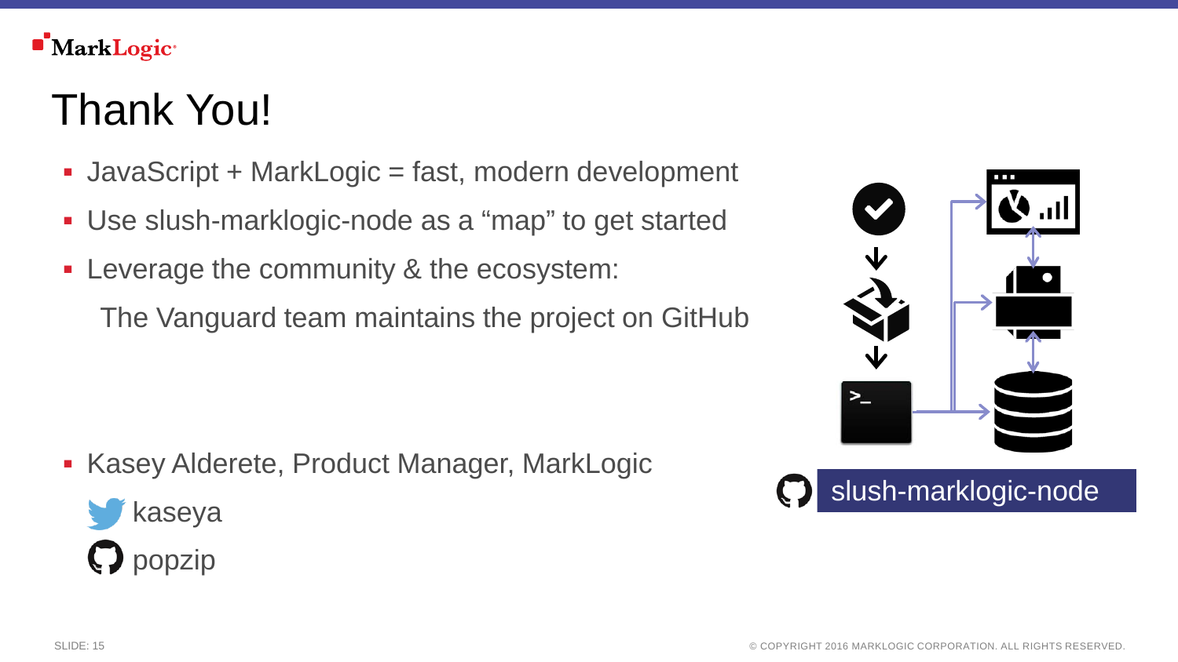# Thank You!

- JavaScript + MarkLogic = fast, modern development
- Use slush-marklogic-node as a “map” to get started
- Leverage the community & the ecosystem:

  The Vanguard team maintains the project on GitHub

- Kasey Alderete, Product Manager, MarkLogic

  kaseya

  popzip

slush-marklogic-node